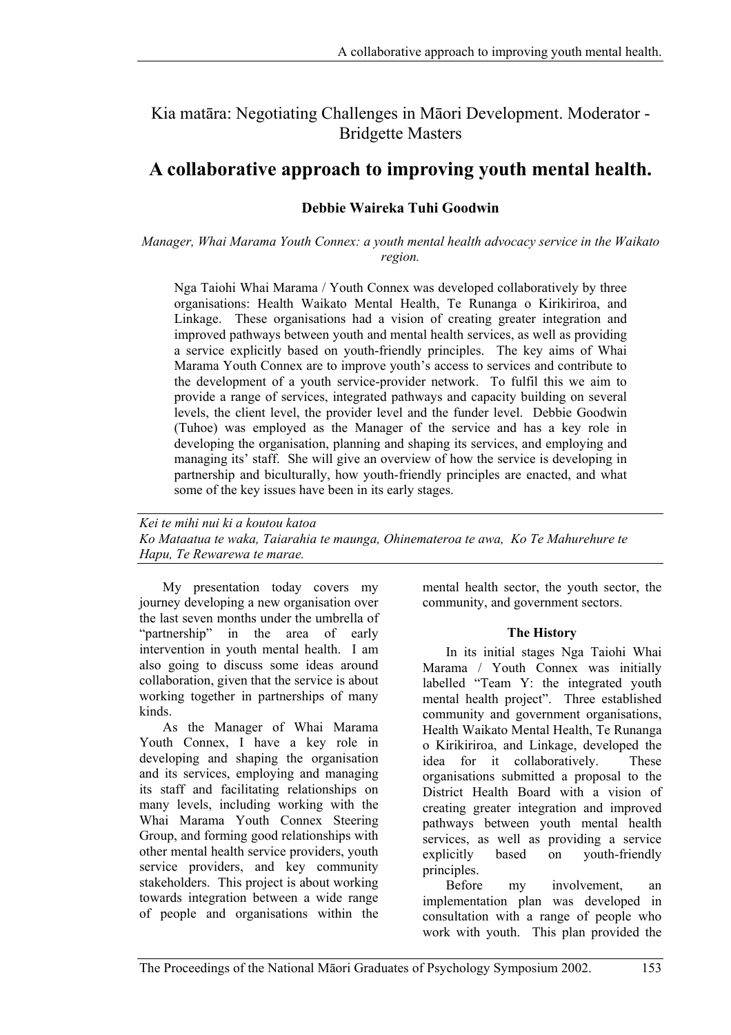Kia matāra: Negotiating Challenges in Māori Development. Moderator - Bridgette Masters

# A collaborative approach to improving youth mental health.

**Debbie Waireka Tuhi Goodwin**

*Manager, Whai Marama Youth Connex: a youth mental health advocacy service in the Waikato region.*

> Nga Taiohi Whai Marama / Youth Connex was developed collaboratively by three organisations: Health Waikato Mental Health, Te Runanga o Kirikiriroa, and Linkage. These organisations had a vision of creating greater integration and improved pathways between youth and mental health services, as well as providing a service explicitly based on youth-friendly principles. The key aims of Whai Marama Youth Connex are to improve youth's access to services and contribute to the development of a youth service-provider network. To fulfil this we aim to provide a range of services, integrated pathways and capacity building on several levels, the client level, the provider level and the funder level. Debbie Goodwin (Tuhoe) was employed as the Manager of the service and has a key role in developing the organisation, planning and shaping its services, and employing and managing its' staff. She will give an overview of how the service is developing in partnership and biculturally, how youth-friendly principles are enacted, and what some of the key issues have been in its early stages.

---

*Kei te mihi nui ki a koutou katoa*
*Ko Mataatua te waka, Taiarahia te maunga, Ohinemateroa te awa, Ko Te Mahurehure te Hapu, Te Rewarewa te marae.*

---

My presentation today covers my journey developing a new organisation over the last seven months under the umbrella of "partnership" in the area of early intervention in youth mental health. I am also going to discuss some ideas around collaboration, given that the service is about working together in partnerships of many kinds.

As the Manager of Whai Marama Youth Connex, I have a key role in developing and shaping the organisation and its services, employing and managing its staff and facilitating relationships on many levels, including working with the Whai Marama Youth Connex Steering Group, and forming good relationships with other mental health service providers, youth service providers, and key community stakeholders. This project is about working towards integration between a wide range of people and organisations within the mental health sector, the youth sector, the community, and government sectors.

**The History**

In its initial stages Nga Taiohi Whai Marama / Youth Connex was initially labelled "Team Y: the integrated youth mental health project". Three established community and government organisations, Health Waikato Mental Health, Te Runanga o Kirikiriroa, and Linkage, developed the idea for it collaboratively. These organisations submitted a proposal to the District Health Board with a vision of creating greater integration and improved pathways between youth mental health services, as well as providing a service explicitly based on youth-friendly principles.

Before my involvement, an implementation plan was developed in consultation with a range of people who work with youth. This plan provided the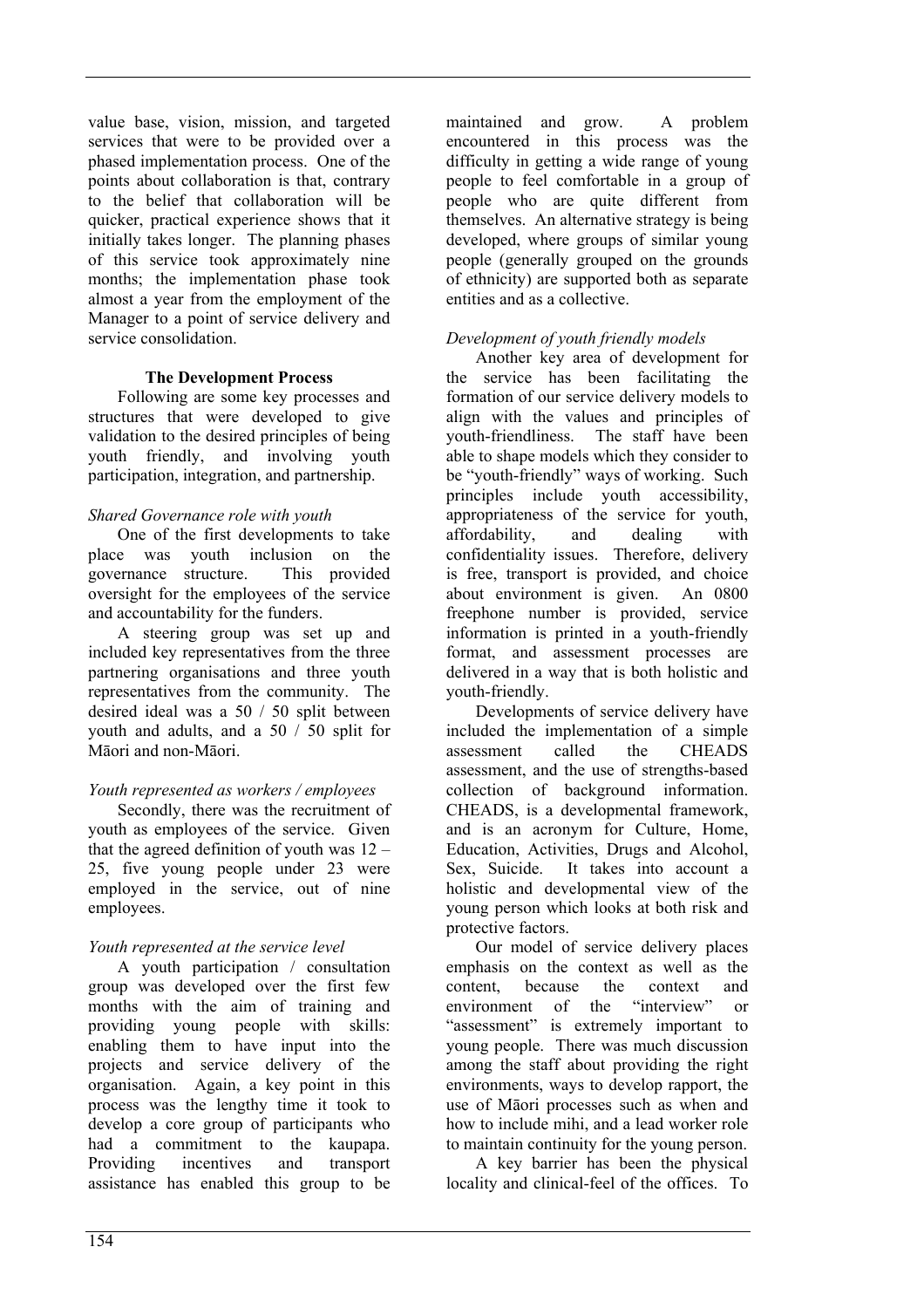value base, vision, mission, and targeted services that were to be provided over a phased implementation process. One of the points about collaboration is that, contrary to the belief that collaboration will be quicker, practical experience shows that it initially takes longer. The planning phases of this service took approximately nine months; the implementation phase took almost a year from the employment of the Manager to a point of service delivery and service consolidation.

## The Development Process

Following are some key processes and structures that were developed to give validation to the desired principles of being youth friendly, and involving youth participation, integration, and partnership.

*Shared Governance role with youth*

One of the first developments to take place was youth inclusion on the governance structure. This provided oversight for the employees of the service and accountability for the funders.

A steering group was set up and included key representatives from the three partnering organisations and three youth representatives from the community. The desired ideal was a 50 / 50 split between youth and adults, and a 50 / 50 split for Māori and non-Māori.

*Youth represented as workers / employees*

Secondly, there was the recruitment of youth as employees of the service. Given that the agreed definition of youth was 12 – 25, five young people under 23 were employed in the service, out of nine employees.

*Youth represented at the service level*

A youth participation / consultation group was developed over the first few months with the aim of training and providing young people with skills: enabling them to have input into the projects and service delivery of the organisation. Again, a key point in this process was the lengthy time it took to develop a core group of participants who had a commitment to the kaupapa. Providing incentives and transport assistance has enabled this group to be maintained and grow. A problem encountered in this process was the difficulty in getting a wide range of young people to feel comfortable in a group of people who are quite different from themselves. An alternative strategy is being developed, where groups of similar young people (generally grouped on the grounds of ethnicity) are supported both as separate entities and as a collective.

*Development of youth friendly models*

Another key area of development for the service has been facilitating the formation of our service delivery models to align with the values and principles of youth-friendliness. The staff have been able to shape models which they consider to be "youth-friendly" ways of working. Such principles include youth accessibility, appropriateness of the service for youth, affordability, and dealing with confidentiality issues. Therefore, delivery is free, transport is provided, and choice about environment is given. An 0800 freephone number is provided, service information is printed in a youth-friendly format, and assessment processes are delivered in a way that is both holistic and youth-friendly.

Developments of service delivery have included the implementation of a simple assessment called the CHEADS assessment, and the use of strengths-based collection of background information. CHEADS, is a developmental framework, and is an acronym for Culture, Home, Education, Activities, Drugs and Alcohol, Sex, Suicide. It takes into account a holistic and developmental view of the young person which looks at both risk and protective factors.

Our model of service delivery places emphasis on the context as well as the content, because the context and environment of the "interview" or "assessment" is extremely important to young people. There was much discussion among the staff about providing the right environments, ways to develop rapport, the use of Māori processes such as when and how to include mihi, and a lead worker role to maintain continuity for the young person.

A key barrier has been the physical locality and clinical-feel of the offices. To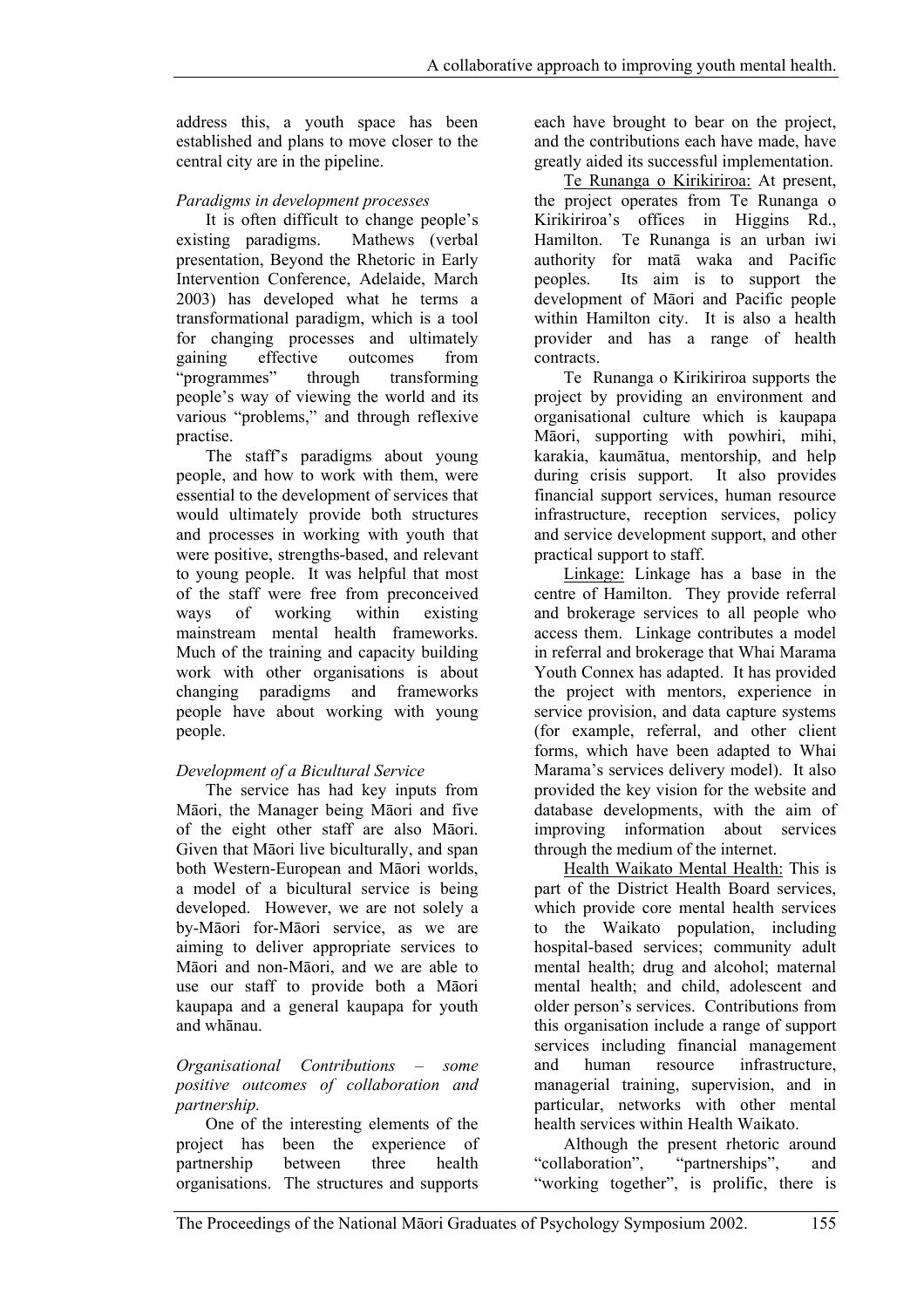address this, a youth space has been established and plans to move closer to the central city are in the pipeline.

*Paradigms in development processes*

It is often difficult to change people's existing paradigms. Mathews (verbal presentation, Beyond the Rhetoric in Early Intervention Conference, Adelaide, March 2003) has developed what he terms a transformational paradigm, which is a tool for changing processes and ultimately gaining effective outcomes from "programmes" through transforming people's way of viewing the world and its various "problems," and through reflexive practise.

The staff's paradigms about young people, and how to work with them, were essential to the development of services that would ultimately provide both structures and processes in working with youth that were positive, strengths-based, and relevant to young people. It was helpful that most of the staff were free from preconceived ways of working within existing mainstream mental health frameworks. Much of the training and capacity building work with other organisations is about changing paradigms and frameworks people have about working with young people.

*Development of a Bicultural Service*

The service has had key inputs from Māori, the Manager being Māori and five of the eight other staff are also Māori. Given that Māori live biculturally, and span both Western-European and Māori worlds, a model of a bicultural service is being developed. However, we are not solely a by-Māori for-Māori service, as we are aiming to deliver appropriate services to Māori and non-Māori, and we are able to use our staff to provide both a Māori kaupapa and a general kaupapa for youth and whānau.

*Organisational Contributions – some positive outcomes of collaboration and partnership.*

One of the interesting elements of the project has been the experience of partnership between three health organisations. The structures and supports each have brought to bear on the project, and the contributions each have made, have greatly aided its successful implementation.

<u>Te Runanga o Kirikiriroa:</u> At present, the project operates from Te Runanga o Kirikiriroa's offices in Higgins Rd., Hamilton. Te Runanga is an urban iwi authority for matā waka and Pacific peoples. Its aim is to support the development of Māori and Pacific people within Hamilton city. It is also a health provider and has a range of health contracts.

Te Runanga o Kirikiriroa supports the project by providing an environment and organisational culture which is kaupapa Māori, supporting with powhiri, mihi, karakia, kaumātua, mentorship, and help during crisis support. It also provides financial support services, human resource infrastructure, reception services, policy and service development support, and other practical support to staff.

<u>Linkage:</u> Linkage has a base in the centre of Hamilton. They provide referral and brokerage services to all people who access them. Linkage contributes a model in referral and brokerage that Whai Marama Youth Connex has adapted. It has provided the project with mentors, experience in service provision, and data capture systems (for example, referral, and other client forms, which have been adapted to Whai Marama's services delivery model). It also provided the key vision for the website and database developments, with the aim of improving information about services through the medium of the internet.

<u>Health Waikato Mental Health:</u> This is part of the District Health Board services, which provide core mental health services to the Waikato population, including hospital-based services; community adult mental health; drug and alcohol; maternal mental health; and child, adolescent and older person's services. Contributions from this organisation include a range of support services including financial management and human resource infrastructure, managerial training, supervision, and in particular, networks with other mental health services within Health Waikato.

Although the present rhetoric around "collaboration", "partnerships", and "working together", is prolific, there is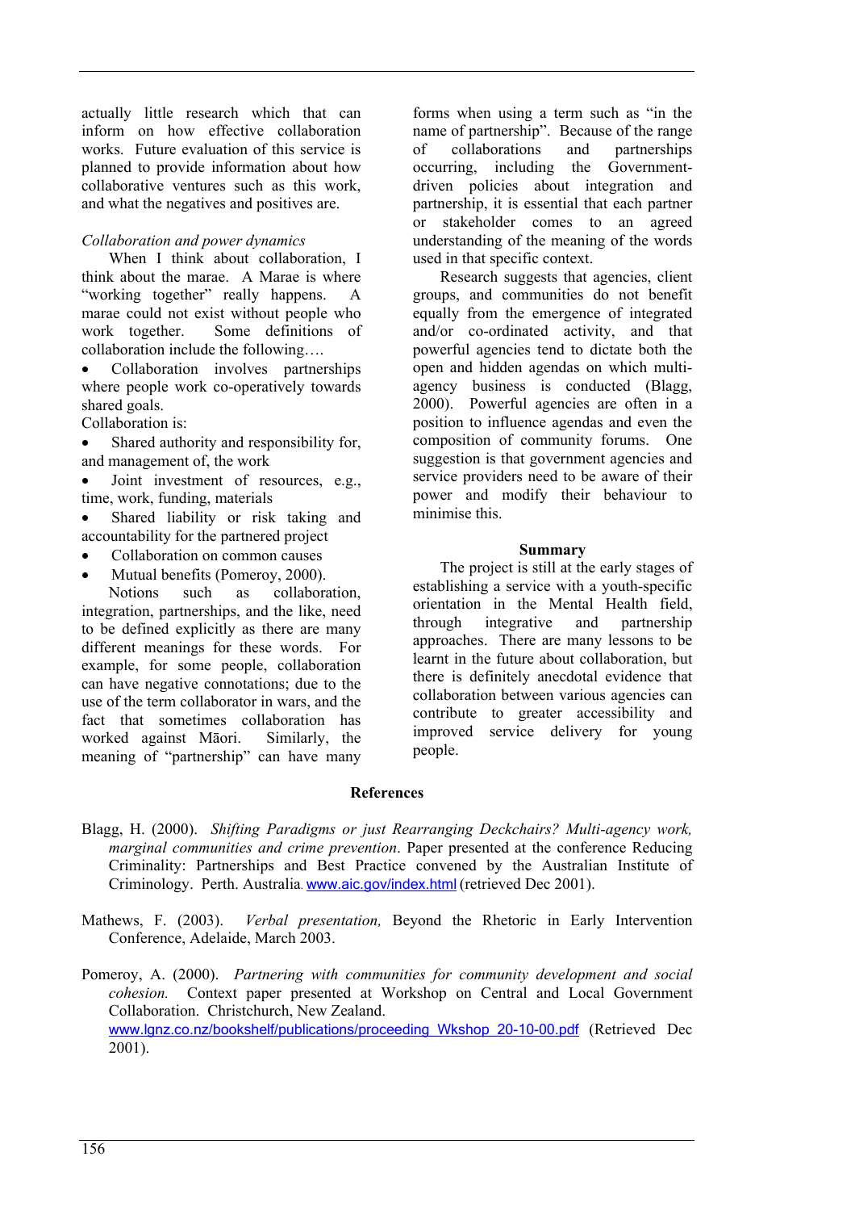actually little research which that can inform on how effective collaboration works. Future evaluation of this service is planned to provide information about how collaborative ventures such as this work, and what the negatives and positives are.

*Collaboration and power dynamics*

When I think about collaboration, I think about the marae. A Marae is where "working together" really happens. A marae could not exist without people who work together. Some definitions of collaboration include the following….

- Collaboration involves partnerships where people work co-operatively towards shared goals.

Collaboration is:

- Shared authority and responsibility for, and management of, the work
- Joint investment of resources, e.g., time, work, funding, materials
- Shared liability or risk taking and accountability for the partnered project
- Collaboration on common causes
- Mutual benefits (Pomeroy, 2000).

Notions such as collaboration, integration, partnerships, and the like, need to be defined explicitly as there are many different meanings for these words. For example, for some people, collaboration can have negative connotations; due to the use of the term collaborator in wars, and the fact that sometimes collaboration has worked against Māori. Similarly, the meaning of "partnership" can have many forms when using a term such as "in the name of partnership". Because of the range of collaborations and partnerships occurring, including the Government-driven policies about integration and partnership, it is essential that each partner or stakeholder comes to an agreed understanding of the meaning of the words used in that specific context.

Research suggests that agencies, client groups, and communities do not benefit equally from the emergence of integrated and/or co-ordinated activity, and that powerful agencies tend to dictate both the open and hidden agendas on which multi-agency business is conducted (Blagg, 2000). Powerful agencies are often in a position to influence agendas and even the composition of community forums. One suggestion is that government agencies and service providers need to be aware of their power and modify their behaviour to minimise this.

## Summary

The project is still at the early stages of establishing a service with a youth-specific orientation in the Mental Health field, through integrative and partnership approaches. There are many lessons to be learnt in the future about collaboration, but there is definitely anecdotal evidence that collaboration between various agencies can contribute to greater accessibility and improved service delivery for young people.

## References

Blagg, H. (2000). *Shifting Paradigms or just Rearranging Deckchairs? Multi-agency work, marginal communities and crime prevention*. Paper presented at the conference Reducing Criminality: Partnerships and Best Practice convened by the Australian Institute of Criminology. Perth. Australia. www.aic.gov/index.html (retrieved Dec 2001).

Mathews, F. (2003). *Verbal presentation,* Beyond the Rhetoric in Early Intervention Conference, Adelaide, March 2003.

Pomeroy, A. (2000). *Partnering with communities for community development and social cohesion.* Context paper presented at Workshop on Central and Local Government Collaboration. Christchurch, New Zealand. www.lgnz.co.nz/bookshelf/publications/proceeding_Wkshop_20-10-00.pdf (Retrieved Dec 2001).